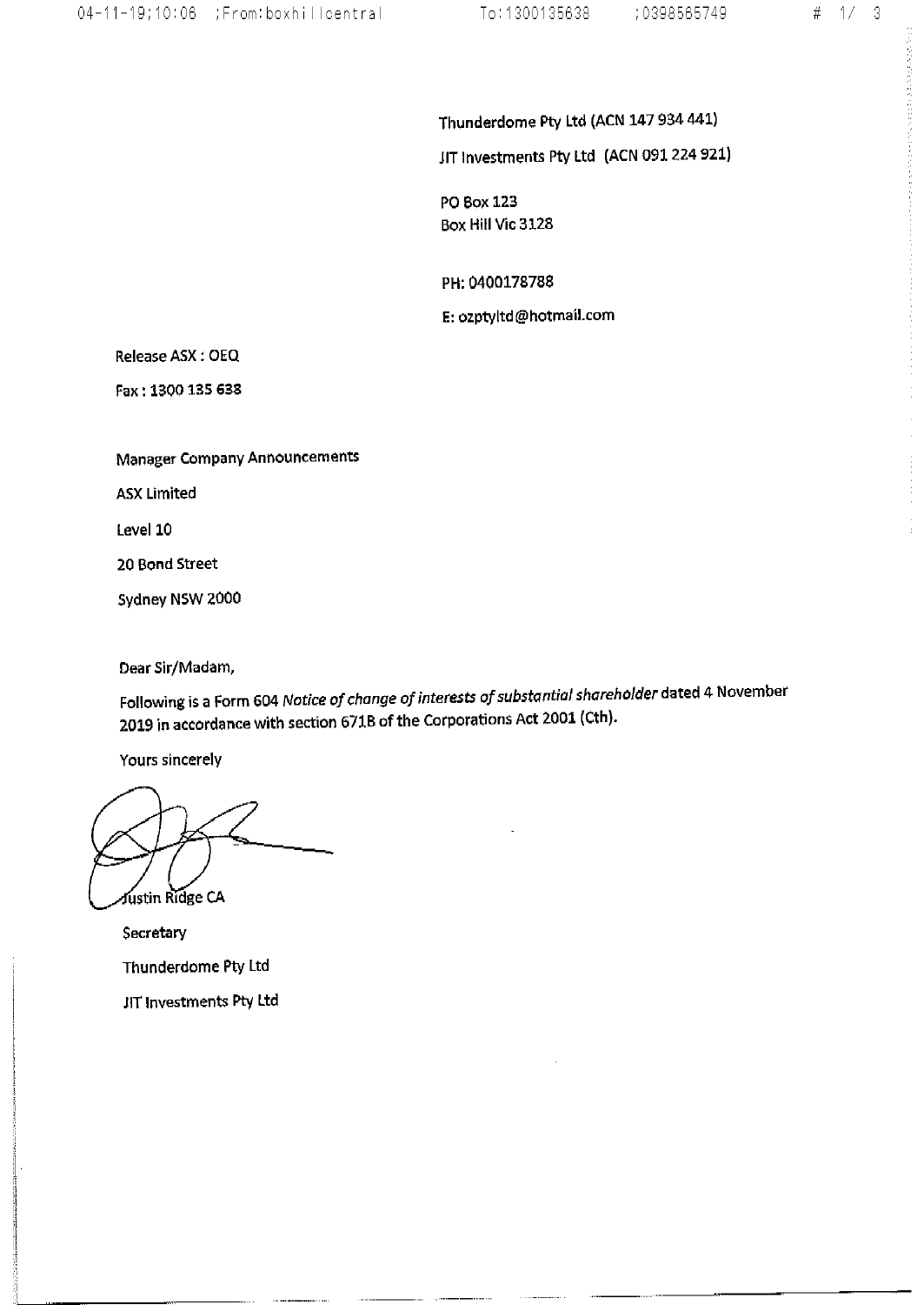Thunderdome Pty Ltd (ACN 147 934 441)

JIT Investments Pty Ltd (ACN 091 224 921)

PO Box 123
Box Hill Vic 3128

PH: 0400178788

E: ozptyltd@hotmail.com

Release ASX : OEQ

Fax : 1300 135 638

Manager Company Announcements

ASX Limited

Level 10

20 Bond Street

Sydney NSW 2000

Dear Sir/Madam,

Following is a Form 604 *Notice of change of interests of substantial shareholder* dated 4 November 2019 in accordance with section 671B of the Corporations Act 2001 (Cth).

Yours sincerely

Justin Ridge CA

Secretary

Thunderdome Pty Ltd

JIT Investments Pty Ltd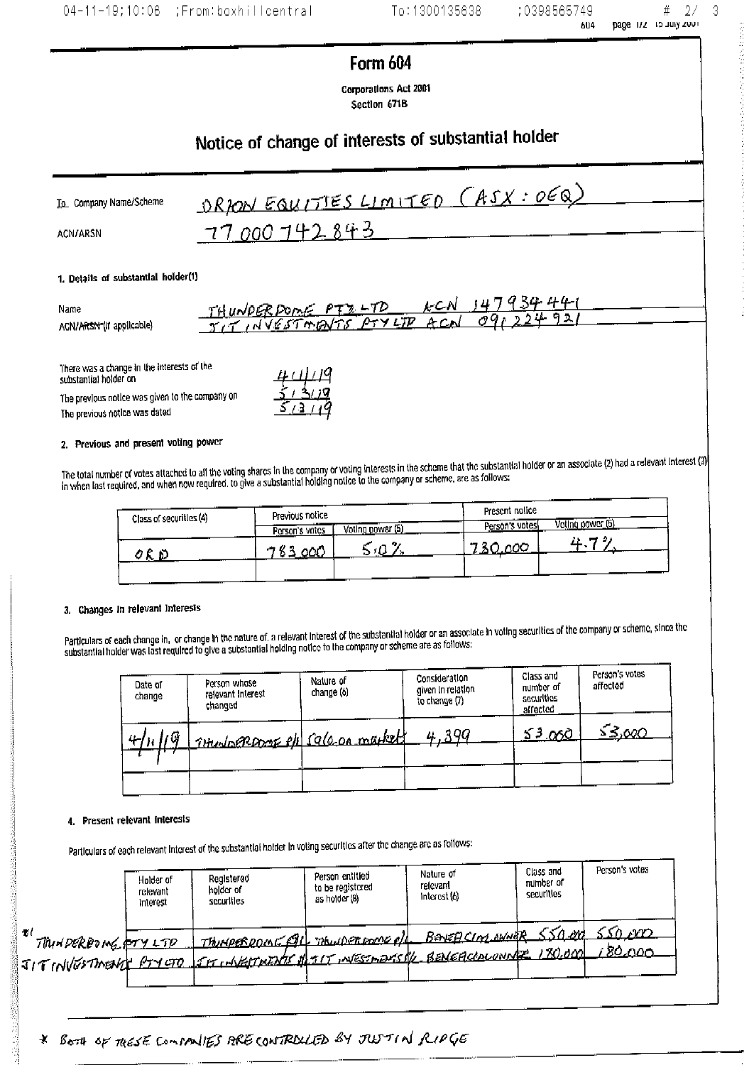# Form 604

Corporations Act 2001
Section 671B

## Notice of change of interests of substantial holder

To Company Name/Scheme: ORION EQUITIES LIMITED (ASX : OEQ)

ACN/ARSN: 77 000 742 843

### 1. Details of substantial holder(1)

Name: THUNDERDOME PTY LTD ACN 147 934 441
ACN/ARSN (if applicable): JIT INVESTMENTS PTY LTD ACN 091 224 921

There was a change in the interests of the substantial holder on: 4/11/19

The previous notice was given to the company on: 5/3/19

The previous notice was dated: 5/3/19

### 2. Previous and present voting power

The total number of votes attached to all the voting shares in the company or voting interests in the scheme that the substantial holder or an associate (2) had a relevant interest (3) in when last required, and when now required, to give a substantial holding notice to the company or scheme, are as follows:

| Class of securities (4) | Previous notice | | Present notice | |
|---|---|---|---|---|
| | Person's votes | Voting power (5) | Person's votes | Voting power (5) |
| ORD | 783,000 | 5.0% | 730,000 | 4.7% |
| | | | | |

### 3. Changes in relevant interests

Particulars of each change in, or change in the nature of, a relevant interest of the substantial holder or an associate in voting securities of the company or scheme, since the substantial holder was last required to give a substantial holding notice to the company or scheme are as follows:

| Date of change | Person whose relevant interest changed | Nature of change (6) | Consideration given in relation to change (7) | Class and number of securities affected | Person's votes affected |
|---|---|---|---|---|---|
| 4/11/19 | THUNDERDOME P/L | Sale on market | 4,399 | 53,000 | 53,000 |
| | | | | | |
| | | | | | |

### 4. Present relevant interests

Particulars of each relevant interest of the substantial holder in voting securities after the change are as follows:

| Holder of relevant interest | Registered holder of securities | Person entitled to be registered as holder (8) | Nature of relevant interest (6) | Class and number of securities | Person's votes |
|---|---|---|---|---|---|
| * THUNDERDOME PTY LTD | THUNDERDOME P/L | THUNDERDOME P/L | BENEFICIAL OWNER | 550,000 | 550,000 |
| JIT INVESTMENTS PTY LTD | JIT INVESTMENTS P/L | JIT INVESTMENTS P/L | BENEFICIAL OWNER | 180,000 | 180,000 |

* BOTH OF THESE COMPANIES ARE CONTROLLED BY JUSTIN RIDGE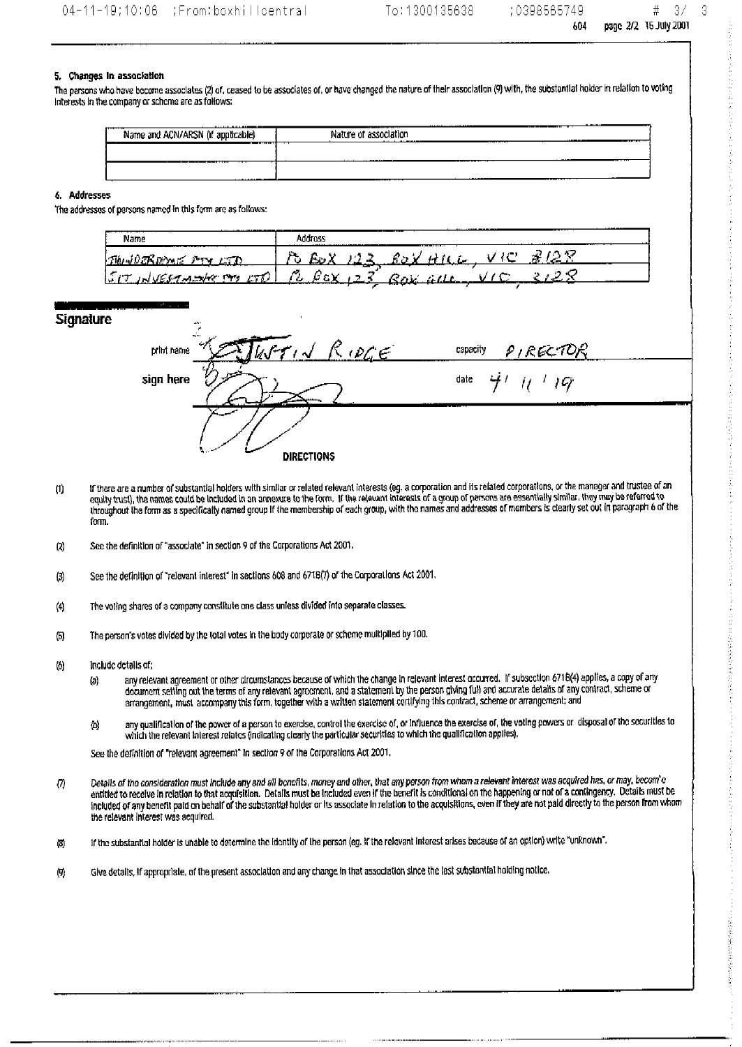### 5. Changes in association

The persons who have become associates (2) of, ceased to be associates of, or have changed the nature of their association (9) with, the substantial holder in relation to voting interests in the company or scheme are as follows:

| Name and ACN/ARSN (if applicable) | Nature of association |
|---|---|
| | |
| | |

### 6. Addresses

The addresses of persons named in this form are as follows:

| Name | Address |
|---|---|
| THUNDERDOME PTY LTD | PO BOX 123, BOX HILL, VIC 3128 |
| SIT INVESTMENTS PTY LTD | PO BOX 123, BOX HILL, VIC 3128 |

## Signature

print name JUSTIN RIDGE capacity DIRECTOR

sign here date 4 / 11 / 19

## DIRECTIONS

(1) If there are a number of substantial holders with similar or related relevant interests (eg. a corporation and its related corporations, or the manager and trustee of an equity trust), the names could be included in an annexure to the form. If the relevant interests of a group of persons are essentially similar, they may be referred to throughout the form as a specifically named group if the membership of each group, with the names and addresses of members is clearly set out in paragraph 6 of the form.

(2) See the definition of "associate" in section 9 of the Corporations Act 2001.

(3) See the definition of "relevant interest" in sections 608 and 671B(7) of the Corporations Act 2001.

(4) The voting shares of a company constitute one class unless divided into separate classes.

(5) The person's votes divided by the total votes in the body corporate or scheme multiplied by 100.

(6) Include details of:

(a) any relevant agreement or other circumstances because of which the change in relevant interest occurred. If subsection 671B(4) applies, a copy of any document setting out the terms of any relevant agreement, and a statement by the person giving full and accurate details of any contract, scheme or arrangement, must accompany this form, together with a written statement certifying this contract, scheme or arrangement; and

(b) any qualification of the power of a person to exercise, control the exercise of, or influence the exercise of, the voting powers or disposal of the securities to which the relevant interest relates (indicating clearly the particular securities to which the qualification applies).

See the definition of "relevant agreement" in section 9 of the Corporations Act 2001.

(7) *Details of the consideration must include any and all benefits, money and other, that any person from whom a relevant interest was acquired has, or may, become entitled to receive in relation to that acquisition.* Details must be included even if the benefit is conditional on the happening or not of a contingency. Details must be included of any benefit paid on behalf of the substantial holder or its associate in relation to the acquisitions, even if they are not paid directly to the person from whom the relevant interest was acquired.

(8) If the substantial holder is unable to determine the identity of the person (eg. if the relevant interest arises because of an option) write "unknown".

(9) Give details, if appropriate, of the present association and any change in that association since the last substantial holding notice.